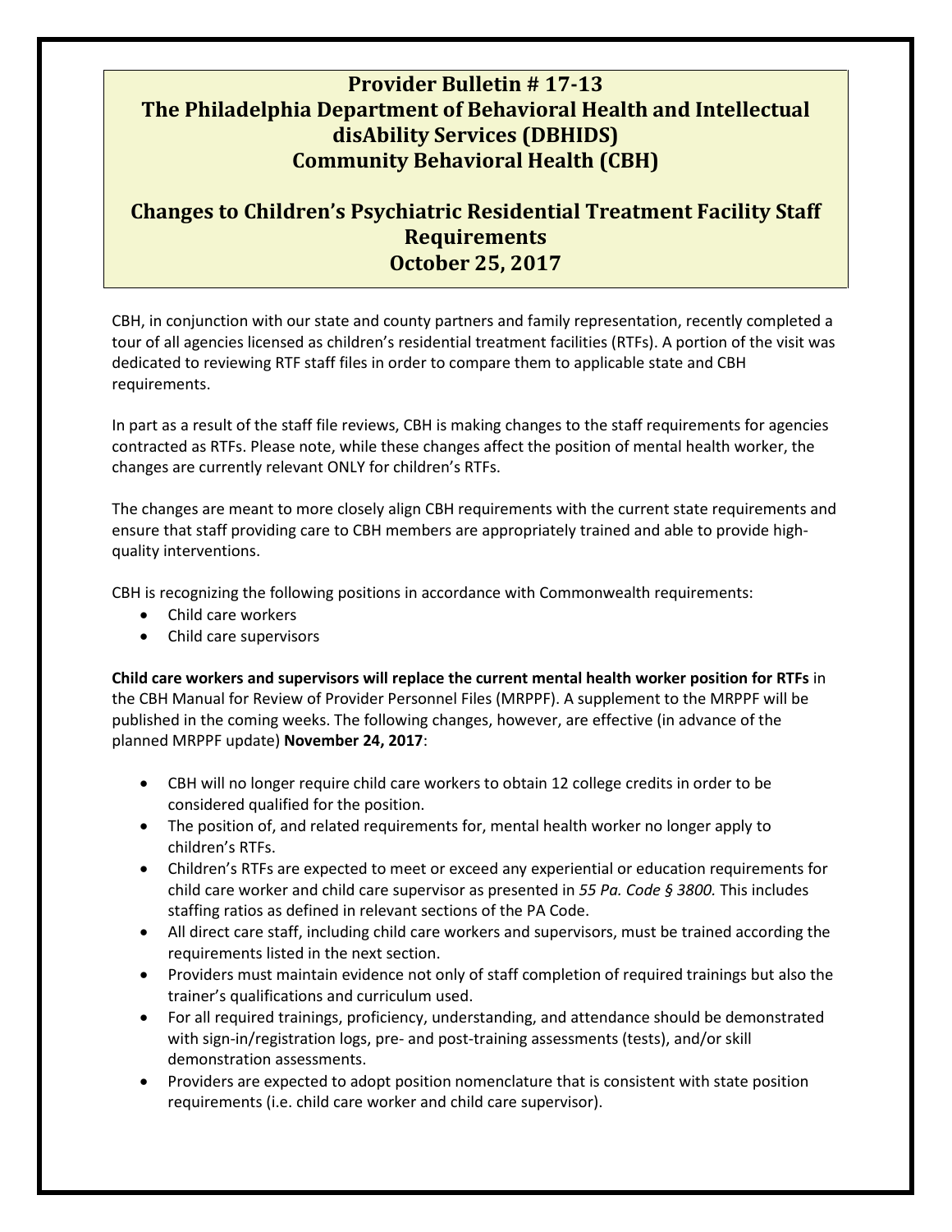# Provider Bulletin # 17-13
# The Philadelphia Department of Behavioral Health and Intellectual disAbility Services (DBHIDS)
# Community Behavioral Health (CBH)

## Changes to Children's Psychiatric Residential Treatment Facility Staff Requirements
## October 25, 2017

CBH, in conjunction with our state and county partners and family representation, recently completed a tour of all agencies licensed as children's residential treatment facilities (RTFs). A portion of the visit was dedicated to reviewing RTF staff files in order to compare them to applicable state and CBH requirements.

In part as a result of the staff file reviews, CBH is making changes to the staff requirements for agencies contracted as RTFs. Please note, while these changes affect the position of mental health worker, the changes are currently relevant ONLY for children's RTFs.

The changes are meant to more closely align CBH requirements with the current state requirements and ensure that staff providing care to CBH members are appropriately trained and able to provide high-quality interventions.

CBH is recognizing the following positions in accordance with Commonwealth requirements:

- Child care workers
- Child care supervisors

**Child care workers and supervisors will replace the current mental health worker position for RTFs** in the CBH Manual for Review of Provider Personnel Files (MRPPF). A supplement to the MRPPF will be published in the coming weeks. The following changes, however, are effective (in advance of the planned MRPPF update) **November 24, 2017**:

- CBH will no longer require child care workers to obtain 12 college credits in order to be considered qualified for the position.
- The position of, and related requirements for, mental health worker no longer apply to children's RTFs.
- Children's RTFs are expected to meet or exceed any experiential or education requirements for child care worker and child care supervisor as presented in *55 Pa. Code § 3800.* This includes staffing ratios as defined in relevant sections of the PA Code.
- All direct care staff, including child care workers and supervisors, must be trained according the requirements listed in the next section.
- Providers must maintain evidence not only of staff completion of required trainings but also the trainer's qualifications and curriculum used.
- For all required trainings, proficiency, understanding, and attendance should be demonstrated with sign-in/registration logs, pre- and post-training assessments (tests), and/or skill demonstration assessments.
- Providers are expected to adopt position nomenclature that is consistent with state position requirements (i.e. child care worker and child care supervisor).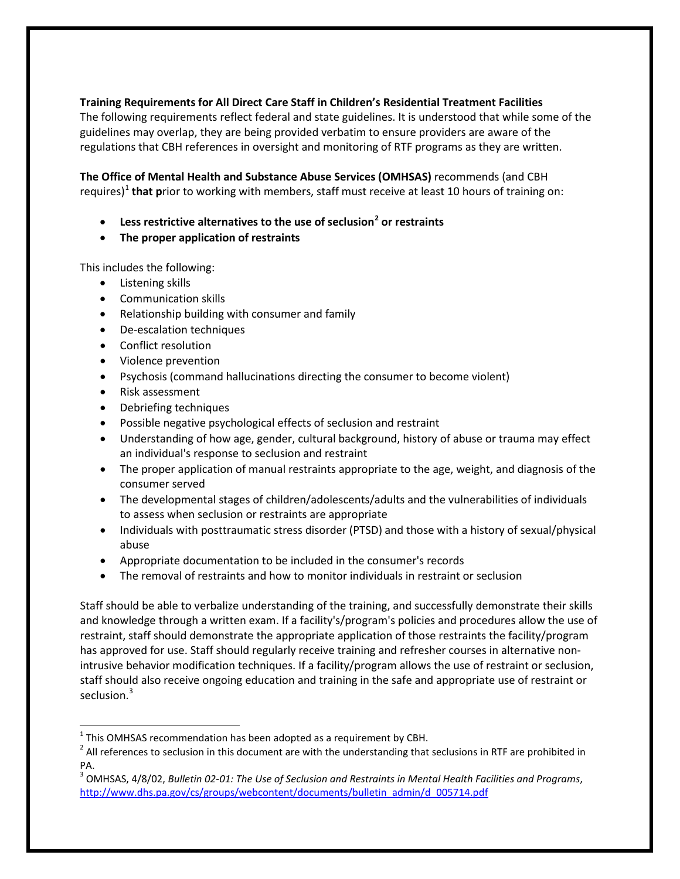**Training Requirements for All Direct Care Staff in Children's Residential Treatment Facilities**

The following requirements reflect federal and state guidelines. It is understood that while some of the guidelines may overlap, they are being provided verbatim to ensure providers are aware of the regulations that CBH references in oversight and monitoring of RTF programs as they are written.

**The Office of Mental Health and Substance Abuse Services (OMHSAS)** recommends (and CBH requires)[1] **that p**rior to working with members, staff must receive at least 10 hours of training on:

- **Less restrictive alternatives to the use of seclusion[2] or restraints**
- **The proper application of restraints**

This includes the following:

- Listening skills
- Communication skills
- Relationship building with consumer and family
- De-escalation techniques
- Conflict resolution
- Violence prevention
- Psychosis (command hallucinations directing the consumer to become violent)
- Risk assessment
- Debriefing techniques
- Possible negative psychological effects of seclusion and restraint
- Understanding of how age, gender, cultural background, history of abuse or trauma may effect an individual's response to seclusion and restraint
- The proper application of manual restraints appropriate to the age, weight, and diagnosis of the consumer served
- The developmental stages of children/adolescents/adults and the vulnerabilities of individuals to assess when seclusion or restraints are appropriate
- Individuals with posttraumatic stress disorder (PTSD) and those with a history of sexual/physical abuse
- Appropriate documentation to be included in the consumer's records
- The removal of restraints and how to monitor individuals in restraint or seclusion

Staff should be able to verbalize understanding of the training, and successfully demonstrate their skills and knowledge through a written exam. If a facility's/program's policies and procedures allow the use of restraint, staff should demonstrate the appropriate application of those restraints the facility/program has approved for use. Staff should regularly receive training and refresher courses in alternative non-intrusive behavior modification techniques. If a facility/program allows the use of restraint or seclusion, staff should also receive ongoing education and training in the safe and appropriate use of restraint or seclusion.[3]

---

[1] This OMHSAS recommendation has been adopted as a requirement by CBH.

[2] All references to seclusion in this document are with the understanding that seclusions in RTF are prohibited in PA.

[3] OMHSAS, 4/8/02, *Bulletin 02-01: The Use of Seclusion and Restraints in Mental Health Facilities and Programs*, http://www.dhs.pa.gov/cs/groups/webcontent/documents/bulletin_admin/d_005714.pdf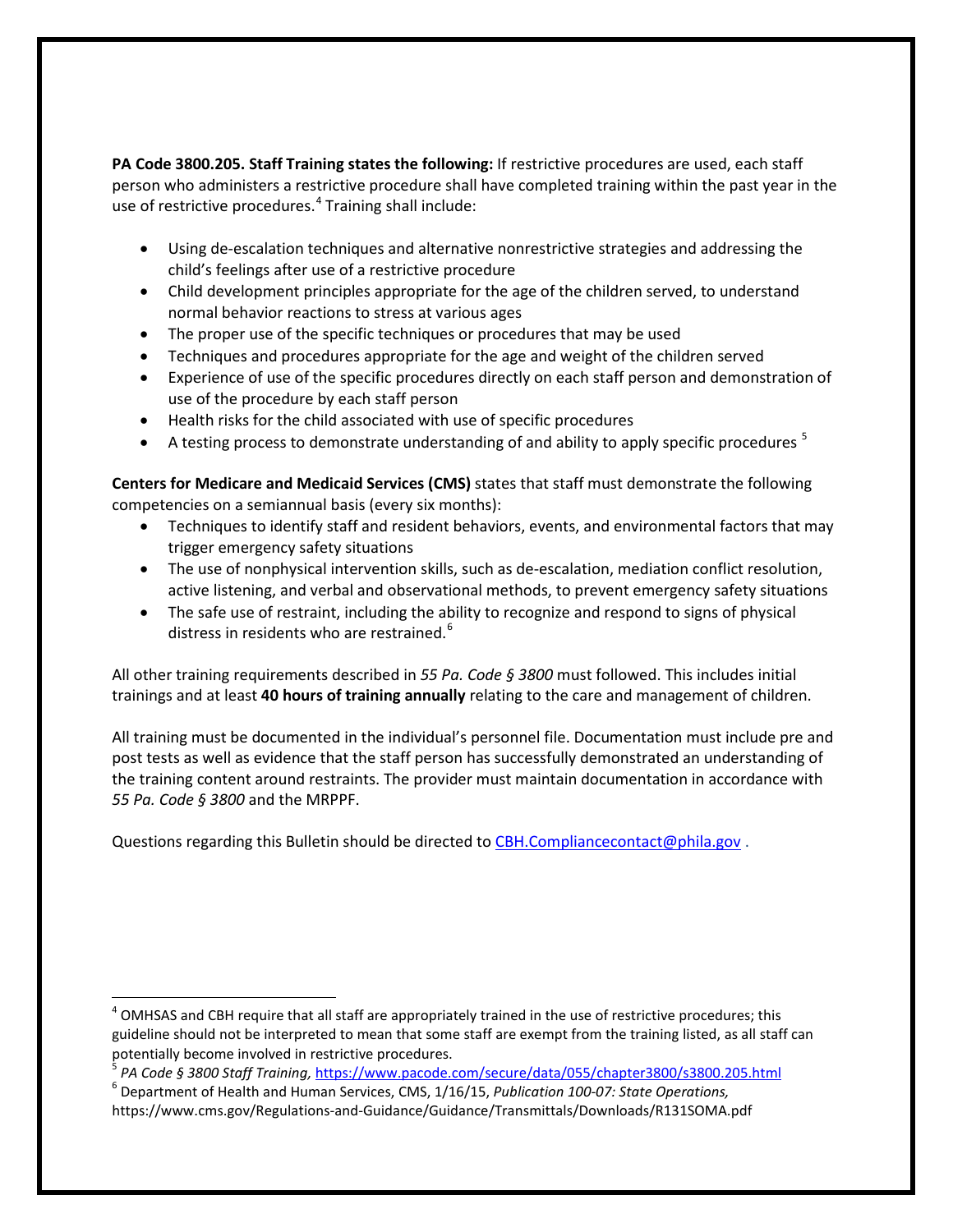**PA Code 3800.205. Staff Training states the following:** If restrictive procedures are used, each staff person who administers a restrictive procedure shall have completed training within the past year in the use of restrictive procedures.[4] Training shall include:

- Using de-escalation techniques and alternative nonrestrictive strategies and addressing the child's feelings after use of a restrictive procedure
- Child development principles appropriate for the age of the children served, to understand normal behavior reactions to stress at various ages
- The proper use of the specific techniques or procedures that may be used
- Techniques and procedures appropriate for the age and weight of the children served
- Experience of use of the specific procedures directly on each staff person and demonstration of use of the procedure by each staff person
- Health risks for the child associated with use of specific procedures
- A testing process to demonstrate understanding of and ability to apply specific procedures [5]

**Centers for Medicare and Medicaid Services (CMS)** states that staff must demonstrate the following competencies on a semiannual basis (every six months):

- Techniques to identify staff and resident behaviors, events, and environmental factors that may trigger emergency safety situations
- The use of nonphysical intervention skills, such as de-escalation, mediation conflict resolution, active listening, and verbal and observational methods, to prevent emergency safety situations
- The safe use of restraint, including the ability to recognize and respond to signs of physical distress in residents who are restrained.[6]

All other training requirements described in *55 Pa. Code § 3800* must followed. This includes initial trainings and at least **40 hours of training annually** relating to the care and management of children.

All training must be documented in the individual's personnel file. Documentation must include pre and post tests as well as evidence that the staff person has successfully demonstrated an understanding of the training content around restraints. The provider must maintain documentation in accordance with *55 Pa. Code § 3800* and the MRPPF.

Questions regarding this Bulletin should be directed to CBH.Compliancecontact@phila.gov .

---

[4] OMHSAS and CBH require that all staff are appropriately trained in the use of restrictive procedures; this guideline should not be interpreted to mean that some staff are exempt from the training listed, as all staff can potentially become involved in restrictive procedures.

[5] *PA Code § 3800 Staff Training,* https://www.pacode.com/secure/data/055/chapter3800/s3800.205.html

[6] Department of Health and Human Services, CMS, 1/16/15, *Publication 100-07: State Operations,* https://www.cms.gov/Regulations-and-Guidance/Guidance/Transmittals/Downloads/R131SOMA.pdf